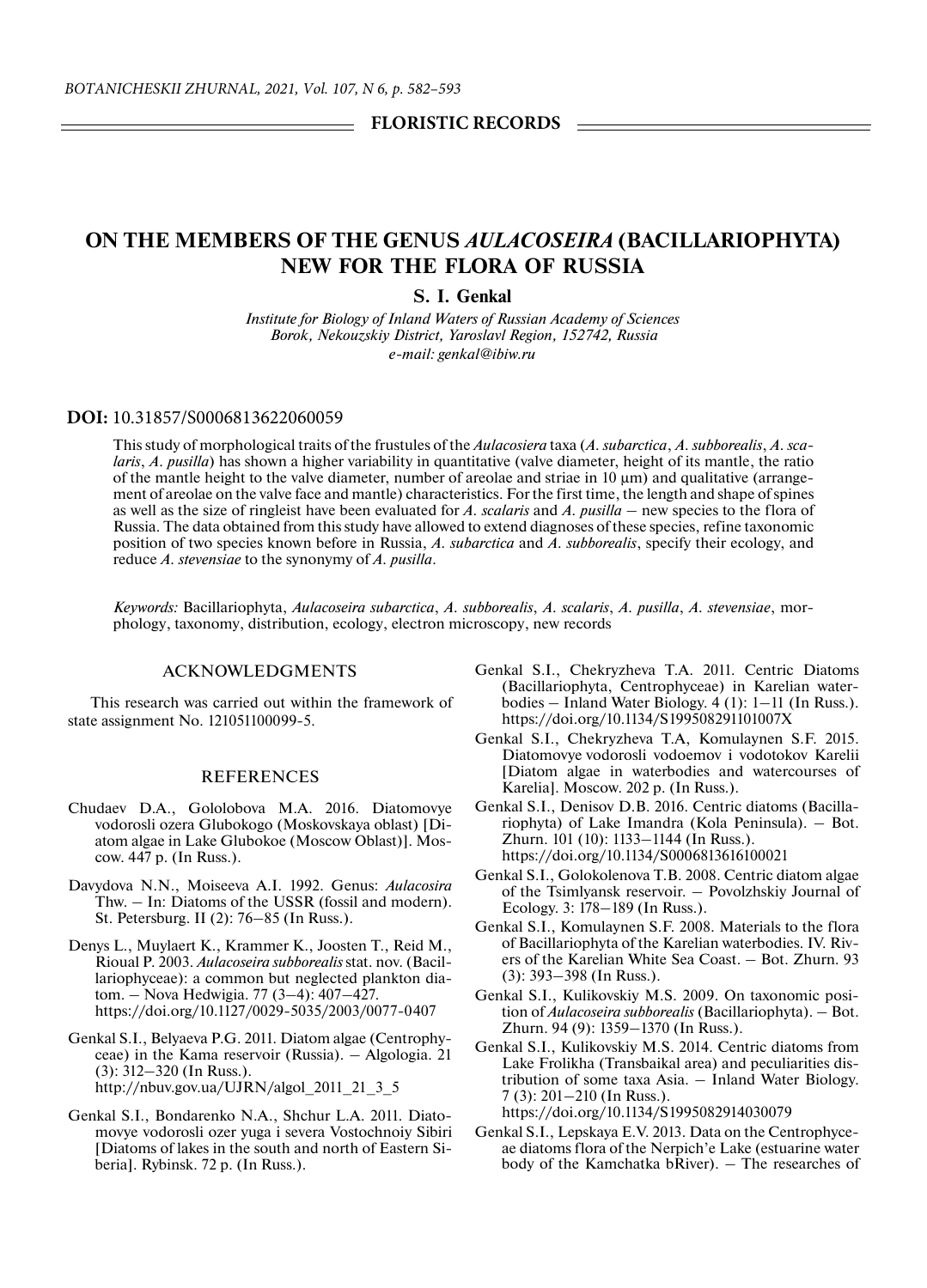**FLORISTIC RECORDS**

# ON THE MEMBERS OF THE GENUS *AULACOSEIRA* (BACILLARIOPHYTA) NEW FOR THE FLORA OF RUSSIA

**S. I. Genkal**

*Institute for Biology of Inland Waters of Russian Academy of Sciences*
*Borok, Nekouzskiy District, Yaroslavl Region, 152742, Russia*
*e-mail: genkal@ibiw.ru*

**DOI:** 10.31857/S0006813622060059

This study of morphological traits of the frustules of the *Aulacosiera* taxa (*A. subarctica*, *A. subborealis*, *A. scalaris*, *A. pusilla*) has shown a higher variability in quantitative (valve diameter, height of its mantle, the ratio of the mantle height to the valve diameter, number of areolae and striae in 10 μm) and qualitative (arrangement of areolae on the valve face and mantle) characteristics. For the first time, the length and shape of spines as well as the size of ringleist have been evaluated for *A. scalaris* and *A. pusilla* – new species to the flora of Russia. The data obtained from this study have allowed to extend diagnoses of these species, refine taxonomic position of two species known before in Russia, *A. subarctica* and *A. subborealis*, specify their ecology, and reduce *A. stevensiae* to the synonymy of *A. pusilla*.

*Keywords:* Bacillariophyta, *Aulacoseira subarctica*, *A. subborealis*, *A. scalaris*, *A. pusilla*, *A. stevensiae*, morphology, taxonomy, distribution, ecology, electron microscopy, new records

## ACKNOWLEDGMENTS

This research was carried out within the framework of state assignment No. 121051100099-5.

## REFERENCES

- Chudaev D.A., Gololobova M.A. 2016. Diatomovye vodorosli ozera Glubokogo (Moskovskaya oblast) [Diatom algae in Lake Glubokoe (Moscow Oblast)]. Moscow. 447 p. (In Russ.).
- Davydova N.N., Moiseeva A.I. 1992. Genus: *Aulacosira* Thw. – In: Diatoms of the USSR (fossil and modern). St. Petersburg. II (2): 76–85 (In Russ.).
- Denys L., Muylaert K., Krammer K., Joosten T., Reid M., Rioual P. 2003. *Aulacoseira subborealis* stat. nov. (Bacillariophyceae): a common but neglected plankton diatom. – Nova Hedwigia. 77 (3–4): 407–427. https://doi.org/10.1127/0029-5035/2003/0077-0407
- Genkal S.I., Belyaeva P.G. 2011. Diatom algae (Centrophyceae) in the Kama reservoir (Russia). – Algologia. 21 (3): 312–320 (In Russ.). http://nbuv.gov.ua/UJRN/algol_2011_21_3_5
- Genkal S.I., Bondarenko N.A., Shchur L.A. 2011. Diatomovye vodorosli ozer yuga i severa Vostochnoiy Sibiri [Diatoms of lakes in the south and north of Eastern Siberia]. Rybinsk. 72 p. (In Russ.).
- Genkal S.I., Chekryzheva T.A. 2011. Centric Diatoms (Bacillariophyta, Centrophyceae) in Karelian waterbodies – Inland Water Biology. 4 (1): 1–11 (In Russ.). https://doi.org/10.1134/S199508291101007X
- Genkal S.I., Chekryzheva T.A, Komulaynen S.F. 2015. Diatomovye vodorosli vodoemov i vodotokov Karelii [Diatom algae in waterbodies and watercourses of Karelia]. Moscow. 202 p. (In Russ.).
- Genkal S.I., Denisov D.B. 2016. Centric diatoms (Bacillariophyta) of Lake Imandra (Kola Peninsula). – Bot. Zhurn. 101 (10): 1133–1144 (In Russ.). https://doi.org/10.1134/S0006813616100021
- Genkal S.I., Golokolenova T.B. 2008. Centric diatom algae of the Tsimlyansk reservoir. – Povolzhskiy Journal of Ecology. 3: 178–189 (In Russ.).
- Genkal S.I., Komulaynen S.F. 2008. Materials to the flora of Bacillariophyta of the Karelian waterbodies. IV. Rivers of the Karelian White Sea Coast. – Bot. Zhurn. 93 (3): 393–398 (In Russ.).
- Genkal S.I., Kulikovskiy M.S. 2009. On taxonomic position of *Aulacoseira subborealis* (Bacillariophyta). – Bot. Zhurn. 94 (9): 1359–1370 (In Russ.).
- Genkal S.I., Kulikovskiy M.S. 2014. Centric diatoms from Lake Frolikha (Transbaikal area) and peculiarities distribution of some taxa Asia. – Inland Water Biology. 7 (3): 201–210 (In Russ.). https://doi.org/10.1134/S1995082914030079
- Genkal S.I., Lepskaya E.V. 2013. Data on the Centrophyceae diatoms flora of the Nerpich'e Lake (estuarine water body of the Kamchatka bRiver). – The researches of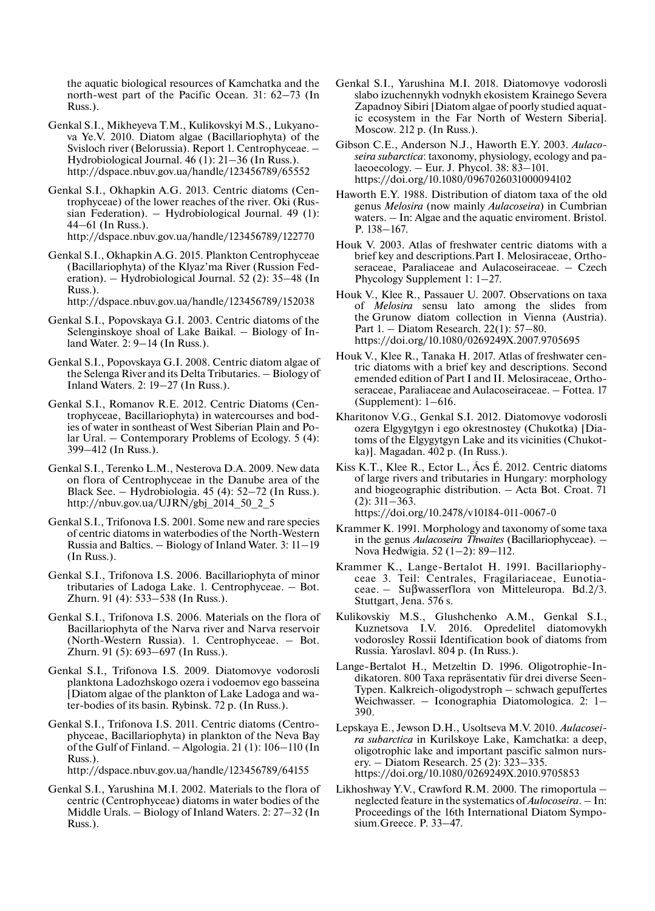the aquatic biological resources of Kamchatka and the north-west part of the Pacific Ocean. 31: 62–73 (In Russ.).

Genkal S.I., Mikheyeva T.M., Kulikovskyi M.S., Lukyanova Ye.V. 2010. Diatom algae (Bacillariophyta) of the Svisloch river (Belorussia). Report 1. Centrophyceae. – Hydrobiological Journal. 46 (1): 21–36 (In Russ.). http://dspace.nbuv.gov.ua/handle/123456789/65552

Genkal S.I., Okhapkin A.G. 2013. Centric diatoms (Centrophyceae) of the lower reaches of the river. Oki (Russian Federation). – Hydrobiological Journal. 49 (1): 44–61 (In Russ.). http://dspace.nbuv.gov.ua/handle/123456789/122770

Genkal S.I., Okhapkin A.G. 2015. Plankton Centrophyceae (Bacillariophyta) of the Klyaz'ma River (Russion Federation). – Hydrobiological Journal. 52 (2): 35–48 (In Russ.). http://dspace.nbuv.gov.ua/handle/123456789/152038

Genkal S.I., Popovskaya G.I. 2003. Centric diatoms of the Selenginskoye shoal of Lake Baikal. – Biology of Inland Water. 2: 9–14 (In Russ.).

Genkal S.I., Popovskaya G.I. 2008. Centric diatom algae of the Selenga River and its Delta Tributaries. – Biology of Inland Waters. 2: 19–27 (In Russ.).

Genkal S.I., Romanov R.E. 2012. Centric Diatoms (Centrophyceae, Bacillariophyta) in watercourses and bodies of water in southeast of West Siberian Plain and Polar Ural. – Contemporary Problems of Ecology. 5 (4): 399–412 (In Russ.).

Genkal S.I., Terenko L.M., Nesterova D.A. 2009. New data on flora of Centrophyceae in the Danube area of the Black See. – Hydrobiologia. 45 (4): 52–72 (In Russ.). http://nbuv.gov.ua/UJRN/gbj_2014_50_2_5

Genkal S.I., Trifonova I.S. 2001. Some new and rare species of centric diatoms in waterbodies of the North-Western Russia and Baltics. – Biology of Inland Water. 3: 11–19 (In Russ.).

Genkal S.I., Trifonova I.S. 2006. Bacillariophyta of minor tributaries of Ladoga Lake. 1. Centrophyceae. – Bot. Zhurn. 91 (4): 533–538 (In Russ.).

Genkal S.I., Trifonova I.S. 2006. Materials on the flora of Bacillariophyta of the Narva river and Narva reservoir (North-Western Russia). 1. Centrophyceae. – Bot. Zhurn. 91 (5): 693–697 (In Russ.).

Genkal S.I., Trifonova I.S. 2009. Diatomovye vodorosli planktona Ladozhskogo ozera i vodoemov ego basseina [Diatom algae of the plankton of Lake Ladoga and water-bodies of its basin. Rybinsk. 72 p. (In Russ.).

Genkal S.I., Trifonova I.S. 2011. Centric diatoms (Centrophyceae, Bacillariophyta) in plankton of the Neva Bay of the Gulf of Finland. – Algologia. 21 (1): 106–110 (In Russ.). http://dspace.nbuv.gov.ua/handle/123456789/64155

Genkal S.I., Yarushina M.I. 2002. Materials to the flora of centric (Centrophyceae) diatoms in water bodies of the Middle Urals. – Biology of Inland Waters. 2: 27–32 (In Russ.).

Genkal S.I., Yarushina M.I. 2018. Diatomovye vodorosli slabo izuchennykh vodnykh ekosistem Krainego Severa Zapadnoy Sibiri [Diatom algae of poorly studied aquatic ecosystem in the Far North of Western Siberia]. Moscow. 212 p. (In Russ.).

Gibson C.E., Anderson N.J., Haworth E.Y. 2003. *Aulacoseira subarctica*: taxonomy, physiology, ecology and palaeoecology. – Eur. J. Phycol. 38: 83–101. https://doi.org/10.1080/0967026031000094102

Haworth E.Y. 1988. Distribution of diatom taxa of the old genus *Melosira* (now mainly *Aulacoseira*) in Cumbrian waters. – In: Algae and the aquatic enviroment. Bristol. P. 138–167.

Houk V. 2003. Atlas of freshwater centric diatoms with a brief key and descriptions.Part I. Melosiraceae, Orthoseraceae, Paraliaceae and Aulacoseiraceae. – Czech Phycology Supplement 1: 1–27.

Houk V., Klee R., Passauer U. 2007. Observations on taxa of *Melosira* sensu lato among the slides from the Grunow diatom collection in Vienna (Austria). Part 1. – Diatom Research. 22(1): 57–80. https://doi.org/10.1080/0269249X.2007.9705695

Houk V., Klee R., Tanaka H. 2017. Atlas of freshwater centric diatoms with a brief key and descriptions. Second emended edition of Part I and II. Melosiraceae, Orthoseraceae, Paraliaceae and Aulacoseiraceae. – Fottea. 17 (Supplement): 1–616.

Kharitonov V.G., Genkal S.I. 2012. Diatomovye vodorosli ozera Elgygytgyn i ego okrestnostey (Chukotka) [Diatoms of the Elgygytgyn Lake and its vicinities (Chukotka)]. Magadan. 402 p. (In Russ.).

Kiss K.T., Klee R., Ector L., Ács É. 2012. Centric diatoms of large rivers and tributaries in Hungary: morphology and biogeographic distribution. – Acta Bot. Croat. 71 (2): 311–363. https://doi.org/10.2478/v10184-011-0067-0

Krammer K. 1991. Morphology and taxonomy of some taxa in the genus *Aulacoseira Thwaites* (Bacillariophyceae). – Nova Hedwigia. 52 (1–2): 89–112.

Krammer K., Lange-Bertalot H. 1991. Bacillariophyceae 3. Teil: Centrales, Fragilariaceae, Eunotiaceae. – Suβwasserflora von Mitteleuropa. Bd.2/3. Stuttgart, Jena. 576 s.

Kulikovskiy M.S., Glushchenko A.M., Genkal S.I., Kuznetsova I.V. 2016. Opredelitel diatomovykh vodorosley Rossii Identification book of diatoms from Russia. Yaroslavl. 804 p. (In Russ.).

Lange-Bertalot H., Metzeltin D. 1996. Oligotrophie-Indikatoren. 800 Taxa repräsentativ für drei diverse Seen-Typen. Kalkreich-oligodystroph – schwach gepuffertes Weichwasser. – Iconographia Diatomologica. 2: 1–390.

Lepskaya E., Jewson D.H., Usoltseva M.V. 2010. *Aulacoseira subarctica* in Kurilskoye Lake, Kamchatka: a deep, oligotrophic lake and important pascific salmon nursery. – Diatom Research. 25 (2): 323–335. https://doi.org/10.1080/0269249X.2010.9705853

Likhoshway Y.V., Crawford R.M. 2000. The rimoportula – neglected feature in the systematics of *Aulocoseira*. – In: Proceedings of the 16th International Diatom Symposium.Greece. P. 33–47.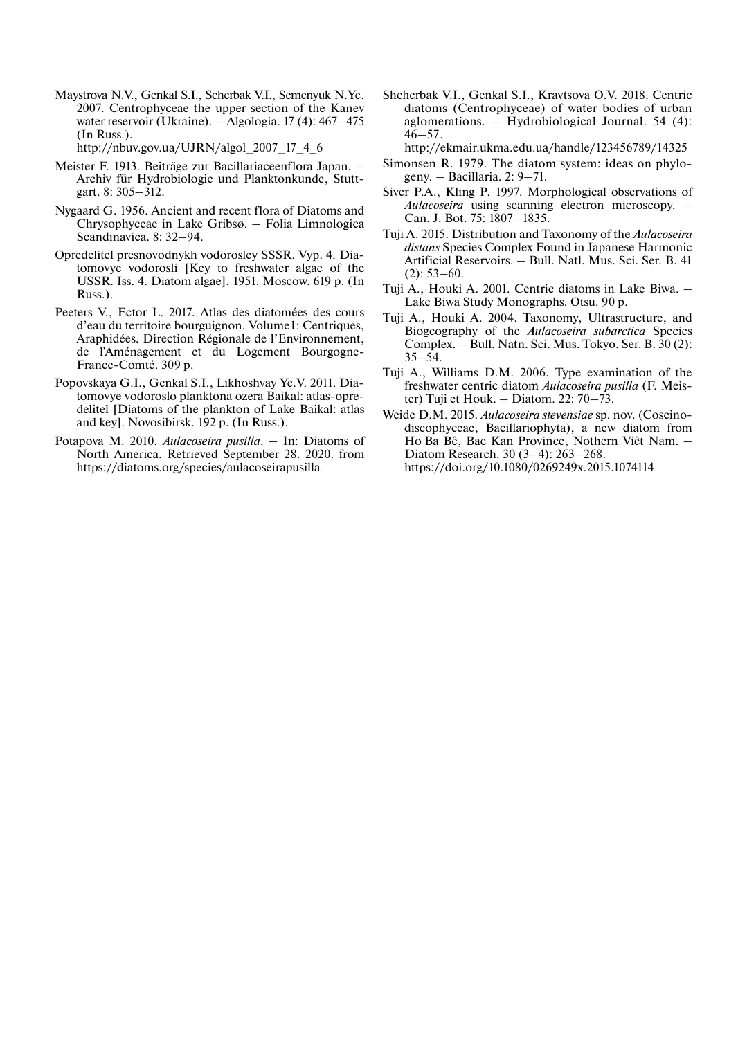Maystrova N.V., Genkal S.I., Scherbak V.I., Semenyuk N.Ye. 2007. Centrophyceae the upper section of the Kanev water reservoir (Ukraine). – Algologia. 17 (4): 467–475 (In Russ.). http://nbuv.gov.ua/UJRN/algol_2007_17_4_6

Meister F. 1913. Beiträge zur Bacillariaceenflora Japan. – Archiv für Hydrobiologie und Planktonkunde, Stuttgart. 8: 305–312.

Nygaard G. 1956. Ancient and recent flora of Diatoms and Chrysophyceae in Lake Gribsø. – Folia Limnologica Scandinavica. 8: 32–94.

Opredelitel presnovodnykh vodorosley SSSR. Vyp. 4. Diatomovye vodorosli [Key to freshwater algae of the USSR. Iss. 4. Diatom algae]. 1951. Moscow. 619 p. (In Russ.).

Peeters V., Ector L. 2017. Atlas des diatomées des cours d'eau du territoire bourguignon. Volume1: Centriques, Araphidées. Direction Régionale de l'Environnement, de l'Aménagement et du Logement Bourgogne-France-Comté. 309 p.

Popovskaya G.I., Genkal S.I., Likhoshvay Ye.V. 2011. Diatomovye vodoroslo planktona ozera Baikal: atlas-opredelitel [Diatoms of the plankton of Lake Baikal: atlas and key]. Novosibirsk. 192 p. (In Russ.).

Potapova M. 2010. *Aulacoseira pusilla*. – In: Diatoms of North America. Retrieved September 28. 2020. from https://diatoms.org/species/aulacoseirapusilla

Shcherbak V.I., Genkal S.I., Kravtsova O.V. 2018. Centric diatoms (Centrophyceae) of water bodies of urban aglomerations. – Hydrobiological Journal. 54 (4): 46–57. http://ekmair.ukma.edu.ua/handle/123456789/14325

Simonsen R. 1979. The diatom system: ideas on phylogeny. – Bacillaria. 2: 9–71.

Siver P.A., Kling P. 1997. Morphological observations of *Aulacoseira* using scanning electron microscopy. – Can. J. Bot. 75: 1807–1835.

Tuji A. 2015. Distribution and Taxonomy of the *Aulacoseira distans* Species Complex Found in Japanese Harmonic Artificial Reservoirs. – Bull. Natl. Mus. Sci. Ser. B. 41 (2): 53–60.

Tuji A., Houki A. 2001. Centric diatoms in Lake Biwa. – Lake Biwa Study Monographs. Otsu. 90 p.

Tuji A., Houki A. 2004. Taxonomy, Ultrastructure, and Biogeography of the *Aulacoseira subarctica* Species Complex. – Bull. Natn. Sci. Mus. Tokyo. Ser. B. 30 (2): 35–54.

Tuji A., Williams D.M. 2006. Type examination of the freshwater centric diatom *Aulacoseira pusilla* (F. Meister) Tuji et Houk. – Diatom. 22: 70–73.

Weide D.M. 2015. *Aulacoseira stevensiae* sp. nov. (Coscinodiscophyceae, Bacillariophyta), a new diatom from Ho Ba Bê, Bac Kan Province, Nothern Viêt Nam. – Diatom Research. 30 (3–4): 263–268. https://doi.org/10.1080/0269249x.2015.1074114